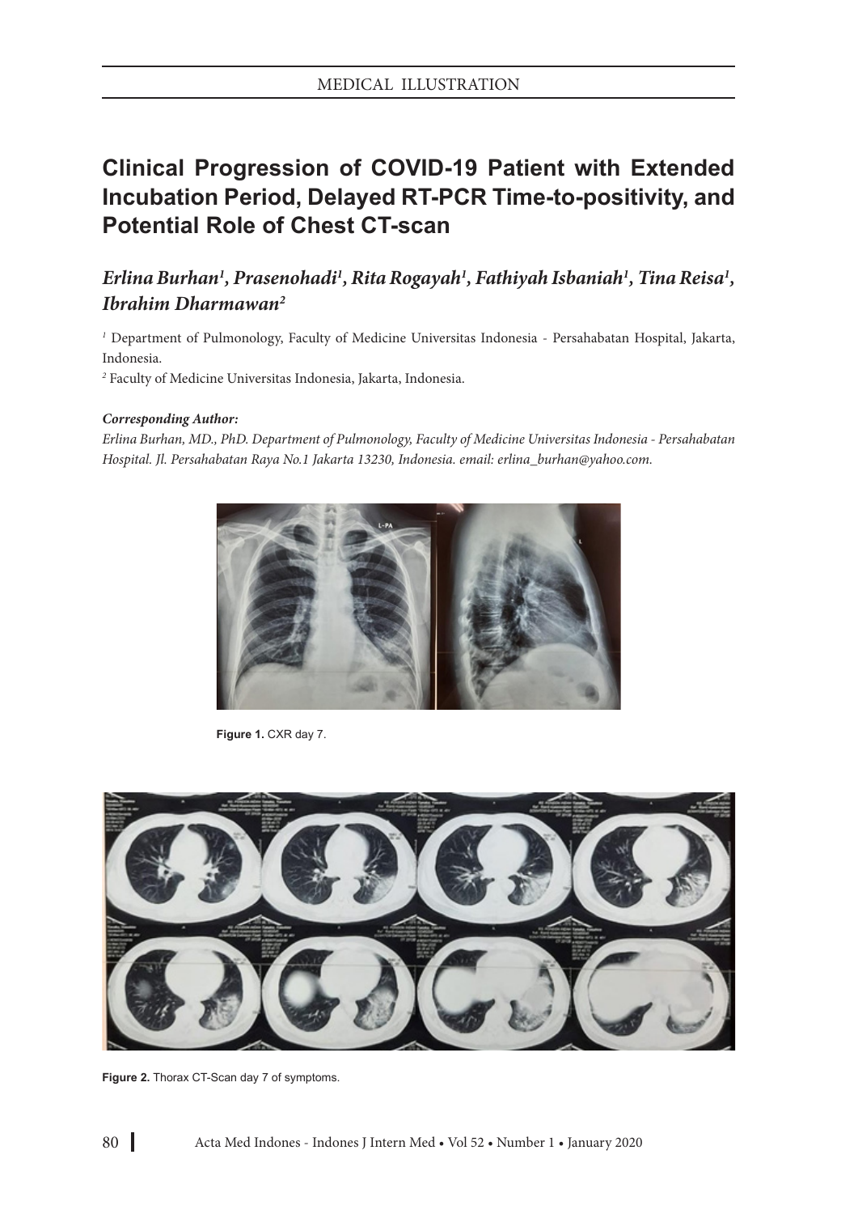MEDICAL ILLUSTRATION

# Clinical Progression of COVID-19 Patient with Extended Incubation Period, Delayed RT-PCR Time-to-positivity, and Potential Role of Chest CT-scan

***Erlina Burhan[1], Prasenohadi[1], Rita Rogayah[1], Fathiyah Isbaniah[1], Tina Reisa[1], Ibrahim Dharmawan[2]***

[1] Department of Pulmonology, Faculty of Medicine Universitas Indonesia - Persahabatan Hospital, Jakarta, Indonesia.

[2] Faculty of Medicine Universitas Indonesia, Jakarta, Indonesia.

***Corresponding Author:***

*Erlina Burhan, MD., PhD. Department of Pulmonology, Faculty of Medicine Universitas Indonesia - Persahabatan Hospital. Jl. Persahabatan Raya No.1 Jakarta 13230, Indonesia. email: erlina_burhan@yahoo.com.*

**Figure 1.** CXR day 7.

**Figure 2.** Thorax CT-Scan day 7 of symptoms.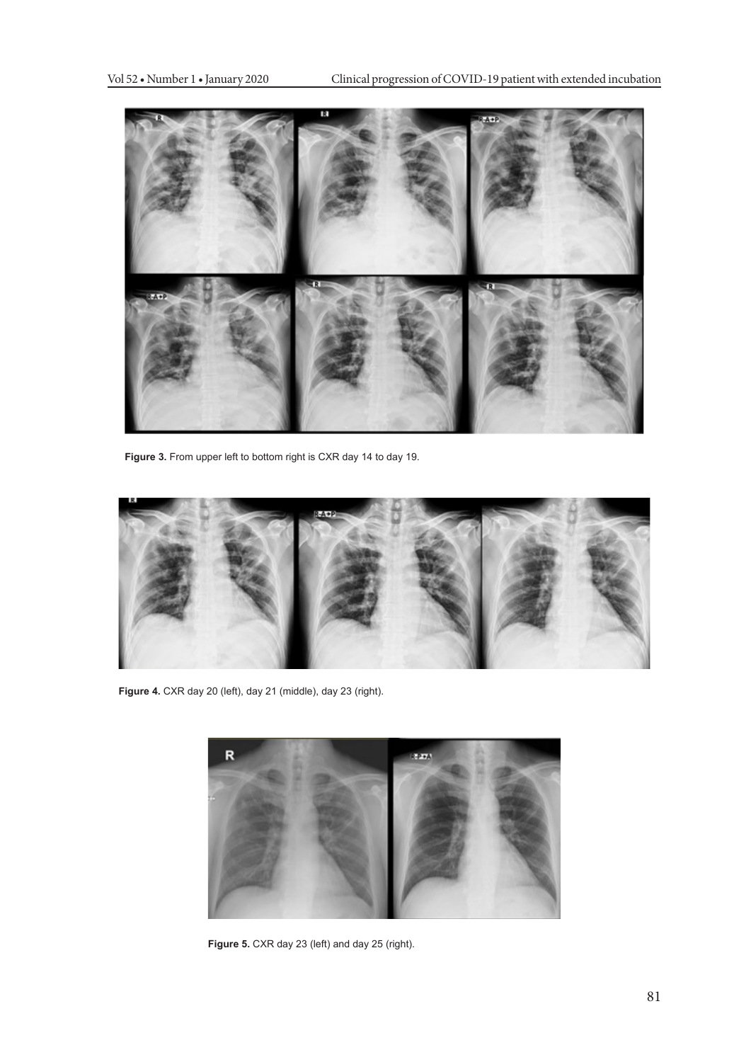Figure 3. From upper left to bottom right is CXR day 14 to day 19.

Figure 4. CXR day 20 (left), day 21 (middle), day 23 (right).

Figure 5. CXR day 23 (left) and day 25 (right).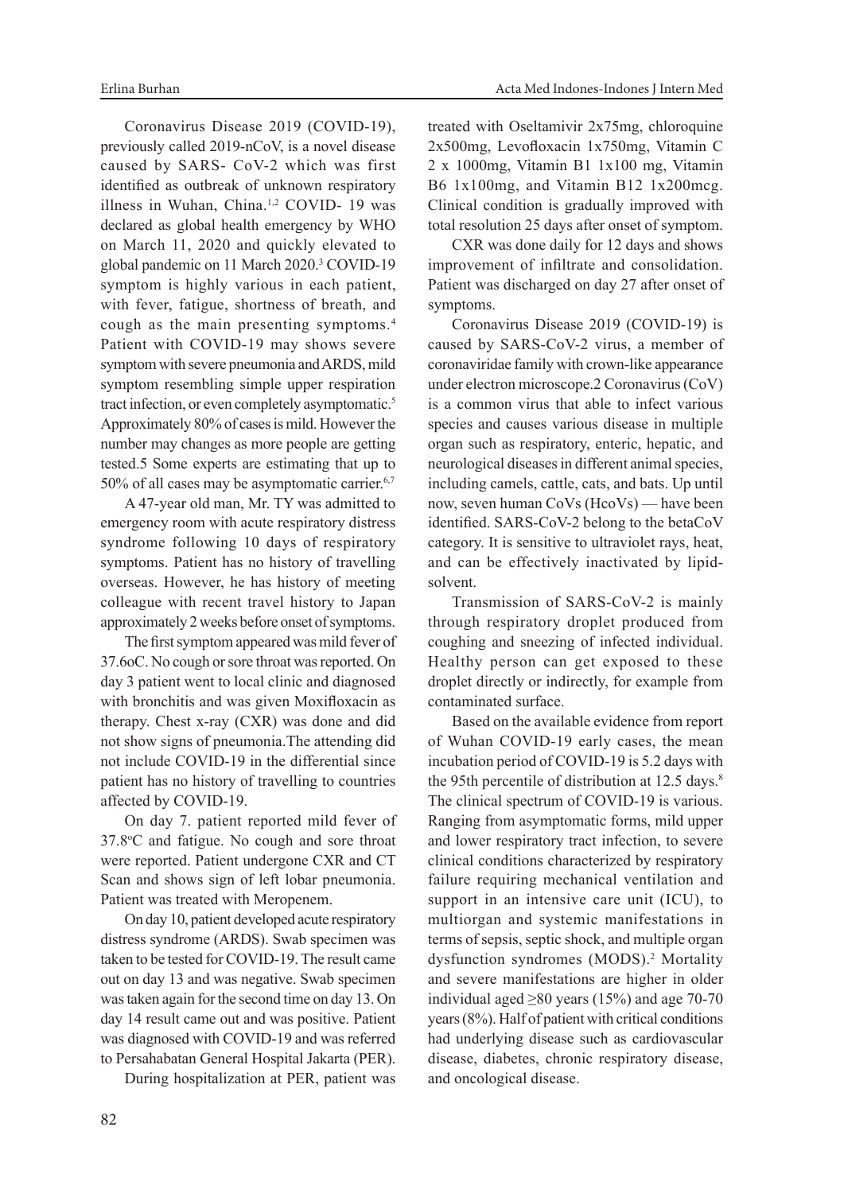Coronavirus Disease 2019 (COVID-19), previously called 2019-nCoV, is a novel disease caused by SARS- CoV-2 which was first identified as outbreak of unknown respiratory illness in Wuhan, China.[1,2] COVID- 19 was declared as global health emergency by WHO on March 11, 2020 and quickly elevated to global pandemic on 11 March 2020.[3] COVID-19 symptom is highly various in each patient, with fever, fatigue, shortness of breath, and cough as the main presenting symptoms.[4] Patient with COVID-19 may shows severe symptom with severe pneumonia and ARDS, mild symptom resembling simple upper respiration tract infection, or even completely asymptomatic.[5] Approximately 80% of cases is mild. However the number may changes as more people are getting tested.5 Some experts are estimating that up to 50% of all cases may be asymptomatic carrier.[6,7]

A 47-year old man, Mr. TY was admitted to emergency room with acute respiratory distress syndrome following 10 days of respiratory symptoms. Patient has no history of travelling overseas. However, he has history of meeting colleague with recent travel history to Japan approximately 2 weeks before onset of symptoms.

The first symptom appeared was mild fever of 37.6oC. No cough or sore throat was reported. On day 3 patient went to local clinic and diagnosed with bronchitis and was given Moxifloxacin as therapy. Chest x-ray (CXR) was done and did not show signs of pneumonia.The attending did not include COVID-19 in the differential since patient has no history of travelling to countries affected by COVID-19.

On day 7. patient reported mild fever of 37.8$^{o}$C and fatigue. No cough and sore throat were reported. Patient undergone CXR and CT Scan and shows sign of left lobar pneumonia. Patient was treated with Meropenem.

On day 10, patient developed acute respiratory distress syndrome (ARDS). Swab specimen was taken to be tested for COVID-19. The result came out on day 13 and was negative. Swab specimen was taken again for the second time on day 13. On day 14 result came out and was positive. Patient was diagnosed with COVID-19 and was referred to Persahabatan General Hospital Jakarta (PER).

During hospitalization at PER, patient was treated with Oseltamivir 2x75mg, chloroquine 2x500mg, Levofloxacin 1x750mg, Vitamin C 2 x 1000mg, Vitamin B1 1x100 mg, Vitamin B6 1x100mg, and Vitamin B12 1x200mcg. Clinical condition is gradually improved with total resolution 25 days after onset of symptom.

CXR was done daily for 12 days and shows improvement of infiltrate and consolidation. Patient was discharged on day 27 after onset of symptoms.

Coronavirus Disease 2019 (COVID-19) is caused by SARS-CoV-2 virus, a member of coronaviridae family with crown-like appearance under electron microscope.2 Coronavirus (CoV) is a common virus that able to infect various species and causes various disease in multiple organ such as respiratory, enteric, hepatic, and neurological diseases in different animal species, including camels, cattle, cats, and bats. Up until now, seven human CoVs (HcoVs) — have been identified. SARS-CoV-2 belong to the betaCoV category. It is sensitive to ultraviolet rays, heat, and can be effectively inactivated by lipid-solvent.

Transmission of SARS-CoV-2 is mainly through respiratory droplet produced from coughing and sneezing of infected individual. Healthy person can get exposed to these droplet directly or indirectly, for example from contaminated surface.

Based on the available evidence from report of Wuhan COVID-19 early cases, the mean incubation period of COVID-19 is 5.2 days with the 95th percentile of distribution at 12.5 days.[8] The clinical spectrum of COVID-19 is various. Ranging from asymptomatic forms, mild upper and lower respiratory tract infection, to severe clinical conditions characterized by respiratory failure requiring mechanical ventilation and support in an intensive care unit (ICU), to multiorgan and systemic manifestations in terms of sepsis, septic shock, and multiple organ dysfunction syndromes (MODS).[2] Mortality and severe manifestations are higher in older individual aged ≥80 years (15%) and age 70-70 years (8%). Half of patient with critical conditions had underlying disease such as cardiovascular disease, diabetes, chronic respiratory disease, and oncological disease.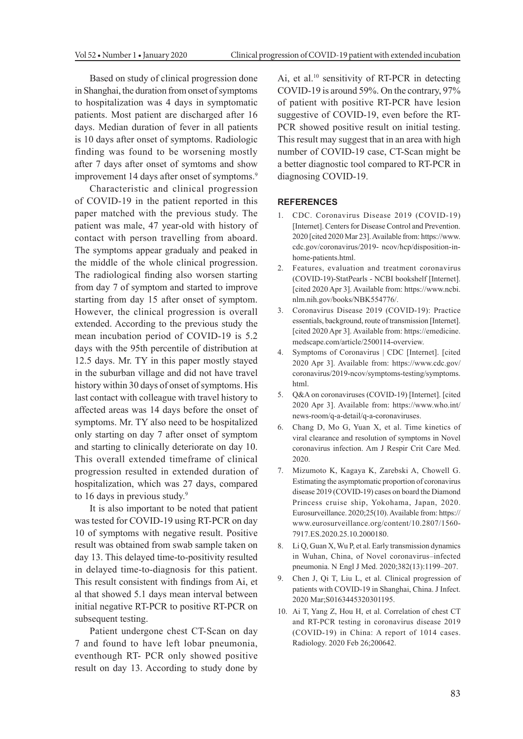Based on study of clinical progression done in Shanghai, the duration from onset of symptoms to hospitalization was 4 days in symptomatic patients. Most patient are discharged after 16 days. Median duration of fever in all patients is 10 days after onset of symptoms. Radiologic finding was found to be worsening mostly after 7 days after onset of symtoms and show improvement 14 days after onset of symptoms.[9]

Characteristic and clinical progression of COVID-19 in the patient reported in this paper matched with the previous study. The patient was male, 47 year-old with history of contact with person travelling from aboard. The symptoms appear gradualy and peaked in the middle of the whole clinical progression. The radiological finding also worsen starting from day 7 of symptom and started to improve starting from day 15 after onset of symptom. However, the clinical progression is overall extended. According to the previous study the mean incubation period of COVID-19 is 5.2 days with the 95th percentile of distribution at 12.5 days. Mr. TY in this paper mostly stayed in the suburban village and did not have travel history within 30 days of onset of symptoms. His last contact with colleague with travel history to affected areas was 14 days before the onset of symptoms. Mr. TY also need to be hospitalized only starting on day 7 after onset of symptom and starting to clinically deteriorate on day 10. This overall extended timeframe of clinical progression resulted in extended duration of hospitalization, which was 27 days, compared to 16 days in previous study.[9]

It is also important to be noted that patient was tested for COVID-19 using RT-PCR on day 10 of symptoms with negative result. Positive result was obtained from swab sample taken on day 13. This delayed time-to-positivity resulted in delayed time-to-diagnosis for this patient. This result consistent with findings from Ai, et al that showed 5.1 days mean interval between initial negative RT-PCR to positive RT-PCR on subsequent testing.

Patient undergone chest CT-Scan on day 7 and found to have left lobar pneumonia, eventhough RT- PCR only showed positive result on day 13. According to study done by Ai, et al.[10] sensitivity of RT-PCR in detecting COVID-19 is around 59%. On the contrary, 97% of patient with positive RT-PCR have lesion suggestive of COVID-19, even before the RT-PCR showed positive result on initial testing. This result may suggest that in an area with high number of COVID-19 case, CT-Scan might be a better diagnostic tool compared to RT-PCR in diagnosing COVID-19.

## REFERENCES

1. CDC. Coronavirus Disease 2019 (COVID-19) [Internet]. Centers for Disease Control and Prevention. 2020 [cited 2020 Mar 23]. Available from: https://www.cdc.gov/coronavirus/2019- ncov/hcp/disposition-in-home-patients.html.
2. Features, evaluation and treatment coronavirus (COVID-19)-StatPearls - NCBI bookshelf [Internet]. [cited 2020 Apr 3]. Available from: https://www.ncbi.nlm.nih.gov/books/NBK554776/.
3. Coronavirus Disease 2019 (COVID-19): Practice essentials, background, route of transmission [Internet]. [cited 2020 Apr 3]. Available from: https://emedicine.medscape.com/article/2500114-overview.
4. Symptoms of Coronavirus | CDC [Internet]. [cited 2020 Apr 3]. Available from: https://www.cdc.gov/coronavirus/2019-ncov/symptoms-testing/symptoms.html.
5. Q&A on coronaviruses (COVID-19) [Internet]. [cited 2020 Apr 3]. Available from: https://www.who.int/news-room/q-a-detail/q-a-coronaviruses.
6. Chang D, Mo G, Yuan X, et al. Time kinetics of viral clearance and resolution of symptoms in Novel coronavirus infection. Am J Respir Crit Care Med. 2020.
7. Mizumoto K, Kagaya K, Zarebski A, Chowell G. Estimating the asymptomatic proportion of coronavirus disease 2019 (COVID-19) cases on board the Diamond Princess cruise ship, Yokohama, Japan, 2020. Eurosurveillance. 2020;25(10). Available from: https://www.eurosurveillance.org/content/10.2807/1560-7917.ES.2020.25.10.2000180.
8. Li Q, Guan X, Wu P, et al. Early transmission dynamics in Wuhan, China, of Novel coronavirus–infected pneumonia. N Engl J Med. 2020;382(13):1199–207.
9. Chen J, Qi T, Liu L, et al. Clinical progression of patients with COVID-19 in Shanghai, China. J Infect. 2020 Mar;S0163445320301195.
10. Ai T, Yang Z, Hou H, et al. Correlation of chest CT and RT-PCR testing in coronavirus disease 2019 (COVID-19) in China: A report of 1014 cases. Radiology. 2020 Feb 26;200642.